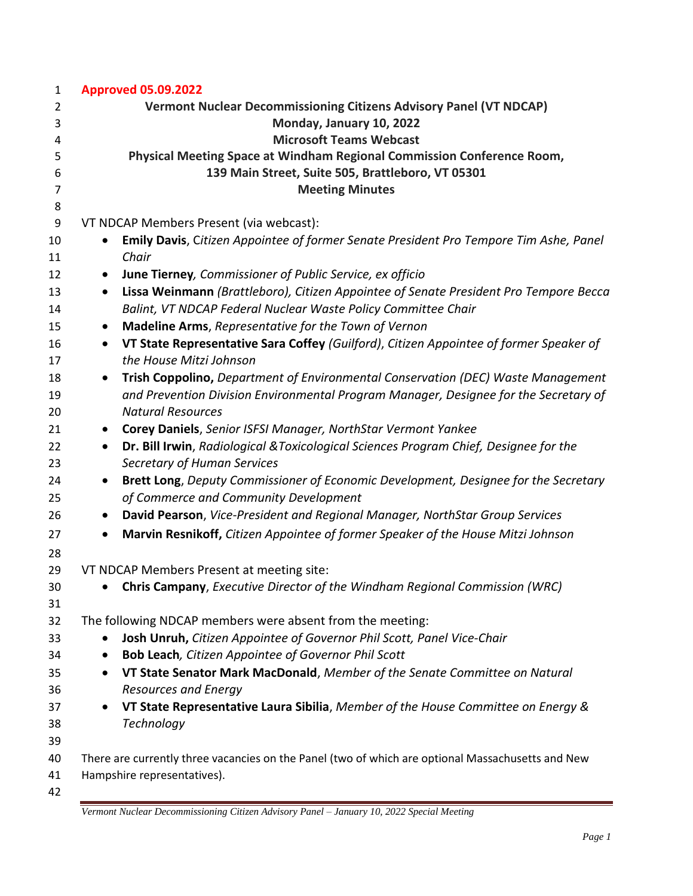**Approved 05.09.2022**

**Vermont Nuclear Decommissioning Citizens Advisory Panel (VT NDCAP)**
**Monday, January 10, 2022**
**Microsoft Teams Webcast**
**Physical Meeting Space at Windham Regional Commission Conference Room,**
**139 Main Street, Suite 505, Brattleboro, VT 05301**
**Meeting Minutes**

VT NDCAP Members Present (via webcast):

- **Emily Davis**, C*itizen Appointee of former Senate President Pro Tempore Tim Ashe, Panel Chair*
- **June Tierney***, Commissioner of Public Service, ex officio*
- **Lissa Weinmann** *(Brattleboro), Citizen Appointee of Senate President Pro Tempore Becca Balint, VT NDCAP Federal Nuclear Waste Policy Committee Chair*
- **Madeline Arms**, *Representative for the Town of Vernon*
- **VT State Representative Sara Coffey** *(Guilford), Citizen Appointee of former Speaker of the House Mitzi Johnson*
- **Trish Coppolino,** *Department of Environmental Conservation (DEC) Waste Management and Prevention Division Environmental Program Manager, Designee for the Secretary of Natural Resources*
- **Corey Daniels**, *Senior ISFSI Manager, NorthStar Vermont Yankee*
- **Dr. Bill Irwin**, *Radiological &Toxicological Sciences Program Chief, Designee for the Secretary of Human Services*
- **Brett Long**, *Deputy Commissioner of Economic Development, Designee for the Secretary of Commerce and Community Development*
- **David Pearson**, *Vice-President and Regional Manager, NorthStar Group Services*
- **Marvin Resnikoff,** *Citizen Appointee of former Speaker of the House Mitzi Johnson*

VT NDCAP Members Present at meeting site:

- **Chris Campany**, *Executive Director of the Windham Regional Commission (WRC)*

The following NDCAP members were absent from the meeting:

- **Josh Unruh,** *Citizen Appointee of Governor Phil Scott, Panel Vice-Chair*
- **Bob Leach***, Citizen Appointee of Governor Phil Scott*
- **VT State Senator Mark MacDonald**, *Member of the Senate Committee on Natural Resources and Energy*
- **VT State Representative Laura Sibilia**, *Member of the House Committee on Energy & Technology*

There are currently three vacancies on the Panel (two of which are optional Massachusetts and New Hampshire representatives).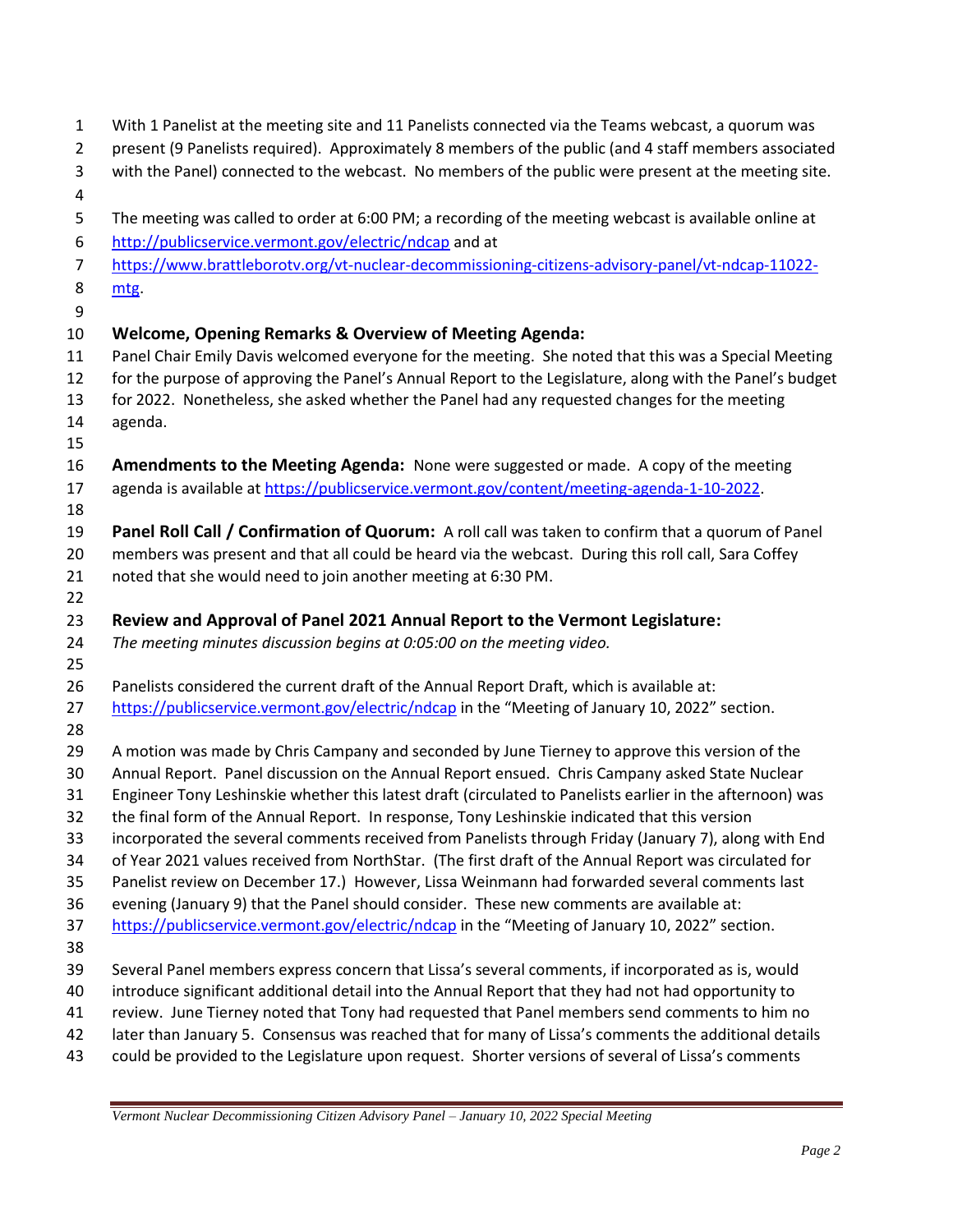With 1 Panelist at the meeting site and 11 Panelists connected via the Teams webcast, a quorum was present (9 Panelists required). Approximately 8 members of the public (and 4 staff members associated with the Panel) connected to the webcast. No members of the public were present at the meeting site.

The meeting was called to order at 6:00 PM; a recording of the meeting webcast is available online at http://publicservice.vermont.gov/electric/ndcap and at https://www.brattleborotv.org/vt-nuclear-decommissioning-citizens-advisory-panel/vt-ndcap-11022-mtg.

**Welcome, Opening Remarks & Overview of Meeting Agenda:**
Panel Chair Emily Davis welcomed everyone for the meeting. She noted that this was a Special Meeting for the purpose of approving the Panel's Annual Report to the Legislature, along with the Panel's budget for 2022. Nonetheless, she asked whether the Panel had any requested changes for the meeting agenda.

**Amendments to the Meeting Agenda:** None were suggested or made. A copy of the meeting agenda is available at https://publicservice.vermont.gov/content/meeting-agenda-1-10-2022.

**Panel Roll Call / Confirmation of Quorum:** A roll call was taken to confirm that a quorum of Panel members was present and that all could be heard via the webcast. During this roll call, Sara Coffey noted that she would need to join another meeting at 6:30 PM.

**Review and Approval of Panel 2021 Annual Report to the Vermont Legislature:**
*The meeting minutes discussion begins at 0:05:00 on the meeting video.*

Panelists considered the current draft of the Annual Report Draft, which is available at: https://publicservice.vermont.gov/electric/ndcap in the "Meeting of January 10, 2022" section.

A motion was made by Chris Campany and seconded by June Tierney to approve this version of the Annual Report. Panel discussion on the Annual Report ensued. Chris Campany asked State Nuclear Engineer Tony Leshinskie whether this latest draft (circulated to Panelists earlier in the afternoon) was the final form of the Annual Report. In response, Tony Leshinskie indicated that this version incorporated the several comments received from Panelists through Friday (January 7), along with End of Year 2021 values received from NorthStar. (The first draft of the Annual Report was circulated for Panelist review on December 17.) However, Lissa Weinmann had forwarded several comments last evening (January 9) that the Panel should consider. These new comments are available at: https://publicservice.vermont.gov/electric/ndcap in the "Meeting of January 10, 2022" section.

Several Panel members express concern that Lissa's several comments, if incorporated as is, would introduce significant additional detail into the Annual Report that they had not had opportunity to review. June Tierney noted that Tony had requested that Panel members send comments to him no later than January 5. Consensus was reached that for many of Lissa's comments the additional details could be provided to the Legislature upon request. Shorter versions of several of Lissa's comments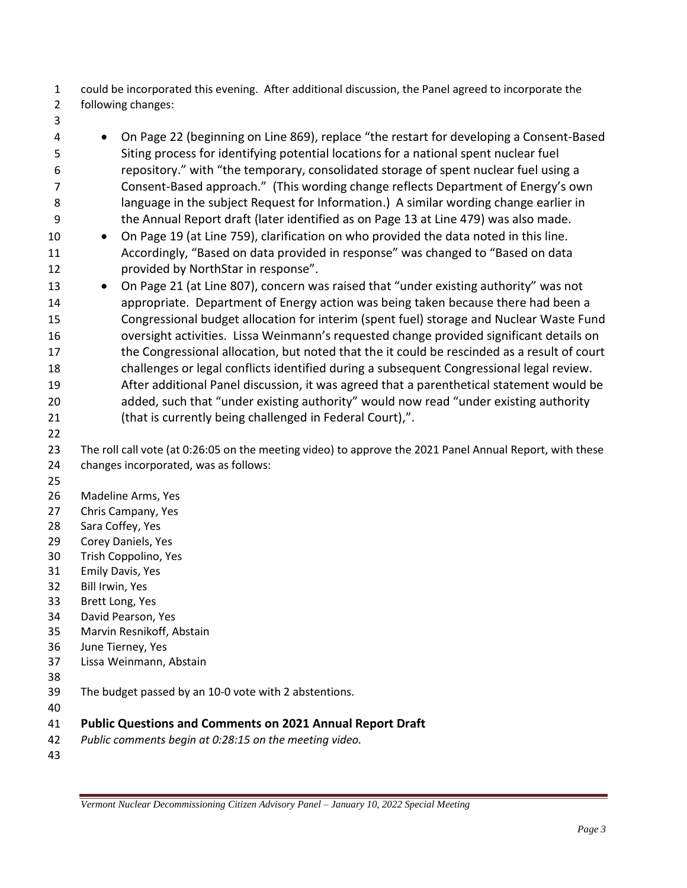could be incorporated this evening. After additional discussion, the Panel agreed to incorporate the following changes:

- On Page 22 (beginning on Line 869), replace "the restart for developing a Consent-Based Siting process for identifying potential locations for a national spent nuclear fuel repository." with "the temporary, consolidated storage of spent nuclear fuel using a Consent-Based approach." (This wording change reflects Department of Energy's own language in the subject Request for Information.) A similar wording change earlier in the Annual Report draft (later identified as on Page 13 at Line 479) was also made.
- On Page 19 (at Line 759), clarification on who provided the data noted in this line. Accordingly, "Based on data provided in response" was changed to "Based on data provided by NorthStar in response".
- On Page 21 (at Line 807), concern was raised that "under existing authority" was not appropriate. Department of Energy action was being taken because there had been a Congressional budget allocation for interim (spent fuel) storage and Nuclear Waste Fund oversight activities. Lissa Weinmann's requested change provided significant details on the Congressional allocation, but noted that the it could be rescinded as a result of court challenges or legal conflicts identified during a subsequent Congressional legal review. After additional Panel discussion, it was agreed that a parenthetical statement would be added, such that "under existing authority" would now read "under existing authority (that is currently being challenged in Federal Court),".

The roll call vote (at 0:26:05 on the meeting video) to approve the 2021 Panel Annual Report, with these changes incorporated, was as follows:

Madeline Arms, Yes  
Chris Campany, Yes  
Sara Coffey, Yes  
Corey Daniels, Yes  
Trish Coppolino, Yes  
Emily Davis, Yes  
Bill Irwin, Yes  
Brett Long, Yes  
David Pearson, Yes  
Marvin Resnikoff, Abstain  
June Tierney, Yes  
Lissa Weinmann, Abstain

The budget passed by an 10-0 vote with 2 abstentions.

## Public Questions and Comments on 2021 Annual Report Draft

*Public comments begin at 0:28:15 on the meeting video.*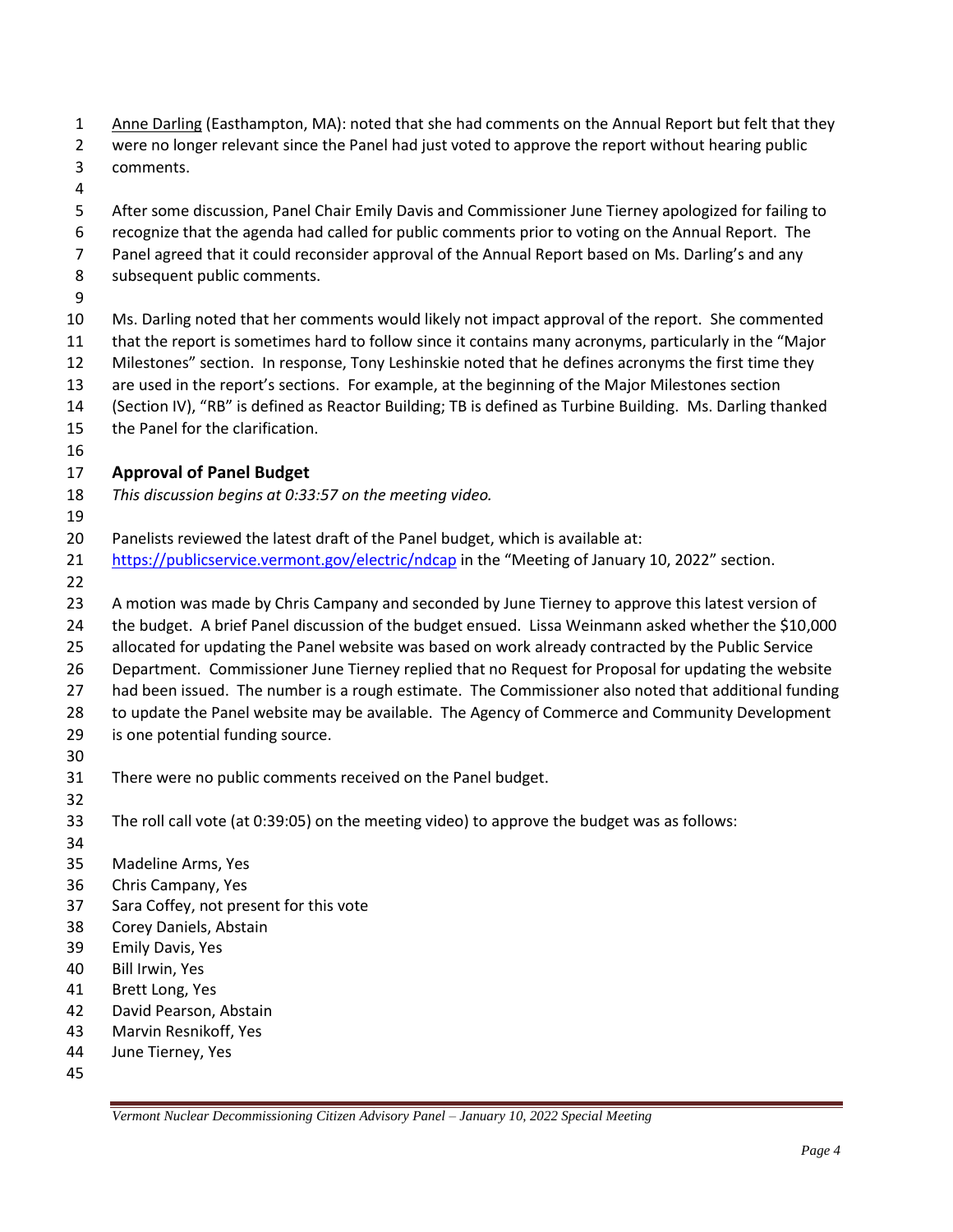Anne Darling (Easthampton, MA): noted that she had comments on the Annual Report but felt that they were no longer relevant since the Panel had just voted to approve the report without hearing public comments.

After some discussion, Panel Chair Emily Davis and Commissioner June Tierney apologized for failing to recognize that the agenda had called for public comments prior to voting on the Annual Report. The Panel agreed that it could reconsider approval of the Annual Report based on Ms. Darling's and any subsequent public comments.

Ms. Darling noted that her comments would likely not impact approval of the report. She commented that the report is sometimes hard to follow since it contains many acronyms, particularly in the "Major Milestones" section. In response, Tony Leshinskie noted that he defines acronyms the first time they are used in the report's sections. For example, at the beginning of the Major Milestones section (Section IV), "RB" is defined as Reactor Building; TB is defined as Turbine Building. Ms. Darling thanked the Panel for the clarification.

## Approval of Panel Budget

*This discussion begins at 0:33:57 on the meeting video.*

Panelists reviewed the latest draft of the Panel budget, which is available at: https://publicservice.vermont.gov/electric/ndcap in the "Meeting of January 10, 2022" section.

A motion was made by Chris Campany and seconded by June Tierney to approve this latest version of the budget. A brief Panel discussion of the budget ensued. Lissa Weinmann asked whether the $10,000 allocated for updating the Panel website was based on work already contracted by the Public Service Department. Commissioner June Tierney replied that no Request for Proposal for updating the website had been issued. The number is a rough estimate. The Commissioner also noted that additional funding to update the Panel website may be available. The Agency of Commerce and Community Development is one potential funding source.

There were no public comments received on the Panel budget.

The roll call vote (at 0:39:05) on the meeting video) to approve the budget was as follows:

Madeline Arms, Yes
Chris Campany, Yes
Sara Coffey, not present for this vote
Corey Daniels, Abstain
Emily Davis, Yes
Bill Irwin, Yes
Brett Long, Yes
David Pearson, Abstain
Marvin Resnikoff, Yes
June Tierney, Yes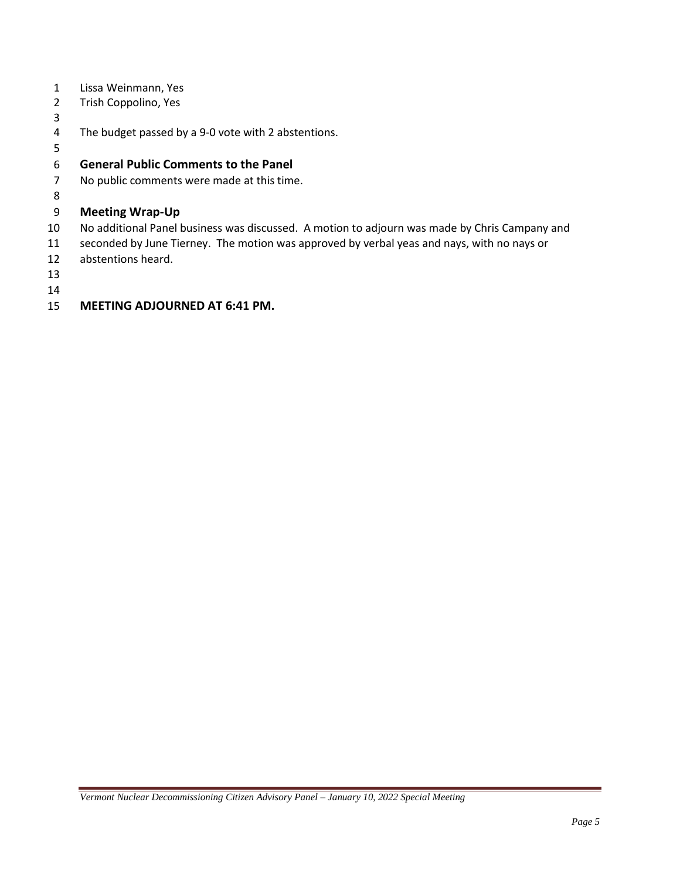Lissa Weinmann, Yes
Trish Coppolino, Yes

The budget passed by a 9-0 vote with 2 abstentions.

## General Public Comments to the Panel

No public comments were made at this time.

## Meeting Wrap-Up

No additional Panel business was discussed. A motion to adjourn was made by Chris Campany and seconded by June Tierney. The motion was approved by verbal yeas and nays, with no nays or abstentions heard.

**MEETING ADJOURNED AT 6:41 PM.**